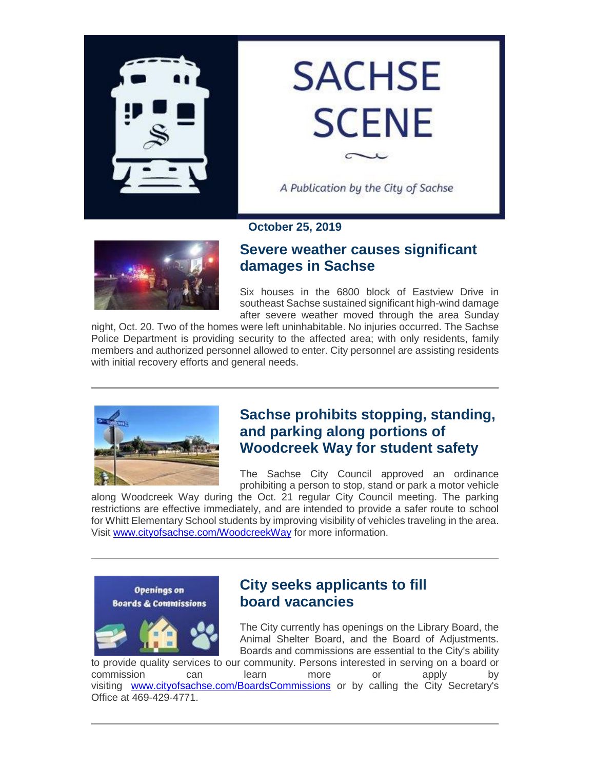# SACHSE SCENE

*A Publication by the City of Sachse*

**October 25, 2019**

## Severe weather causes significant damages in Sachse

Six houses in the 6800 block of Eastview Drive in southeast Sachse sustained significant high-wind damage after severe weather moved through the area Sunday night, Oct. 20. Two of the homes were left uninhabitable. No injuries occurred. The Sachse Police Department is providing security to the affected area; with only residents, family members and authorized personnel allowed to enter. City personnel are assisting residents with initial recovery efforts and general needs.

---

## Sachse prohibits stopping, standing, and parking along portions of Woodcreek Way for student safety

The Sachse City Council approved an ordinance prohibiting a person to stop, stand or park a motor vehicle along Woodcreek Way during the Oct. 21 regular City Council meeting. The parking restrictions are effective immediately, and are intended to provide a safer route to school for Whitt Elementary School students by improving visibility of vehicles traveling in the area. Visit www.cityofsachse.com/WoodcreekWay for more information.

---

## City seeks applicants to fill board vacancies

The City currently has openings on the Library Board, the Animal Shelter Board, and the Board of Adjustments. Boards and commissions are essential to the City's ability to provide quality services to our community. Persons interested in serving on a board or commission can learn more or apply by visiting www.cityofsachse.com/BoardsCommissions or by calling the City Secretary's Office at 469-429-4771.

---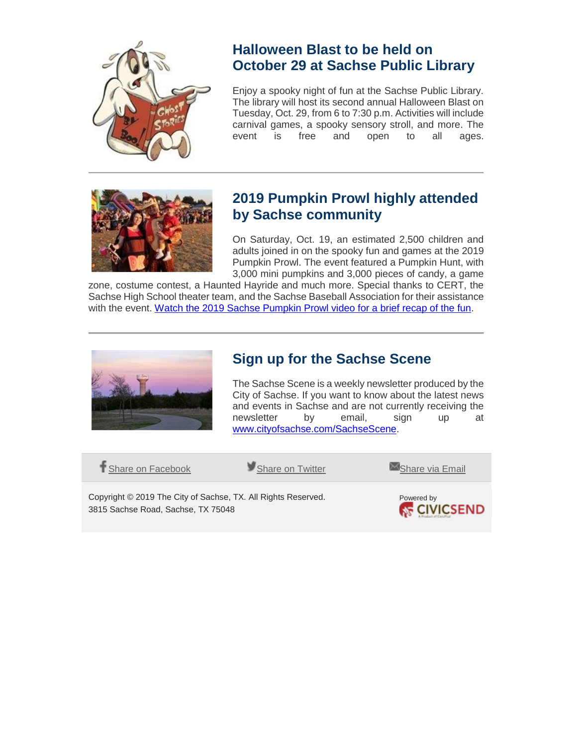## Halloween Blast to be held on October 29 at Sachse Public Library

Enjoy a spooky night of fun at the Sachse Public Library. The library will host its second annual Halloween Blast on Tuesday, Oct. 29, from 6 to 7:30 p.m. Activities will include carnival games, a spooky sensory stroll, and more. The event is free and open to all ages.

---

## 2019 Pumpkin Prowl highly attended by Sachse community

On Saturday, Oct. 19, an estimated 2,500 children and adults joined in on the spooky fun and games at the 2019 Pumpkin Prowl. The event featured a Pumpkin Hunt, with 3,000 mini pumpkins and 3,000 pieces of candy, a game zone, costume contest, a Haunted Hayride and much more. Special thanks to CERT, the Sachse High School theater team, and the Sachse Baseball Association for their assistance with the event. Watch the 2019 Sachse Pumpkin Prowl video for a brief recap of the fun.

---

## Sign up for the Sachse Scene

The Sachse Scene is a weekly newsletter produced by the City of Sachse. If you want to know about the latest news and events in Sachse and are not currently receiving the newsletter by email, sign up at www.cityofsachse.com/SachseScene.

Share on Facebook | Share on Twitter | Share via Email

Copyright © 2019 The City of Sachse, TX. All Rights Reserved.
3815 Sachse Road, Sachse, TX 75048

Powered by CIVICSEND